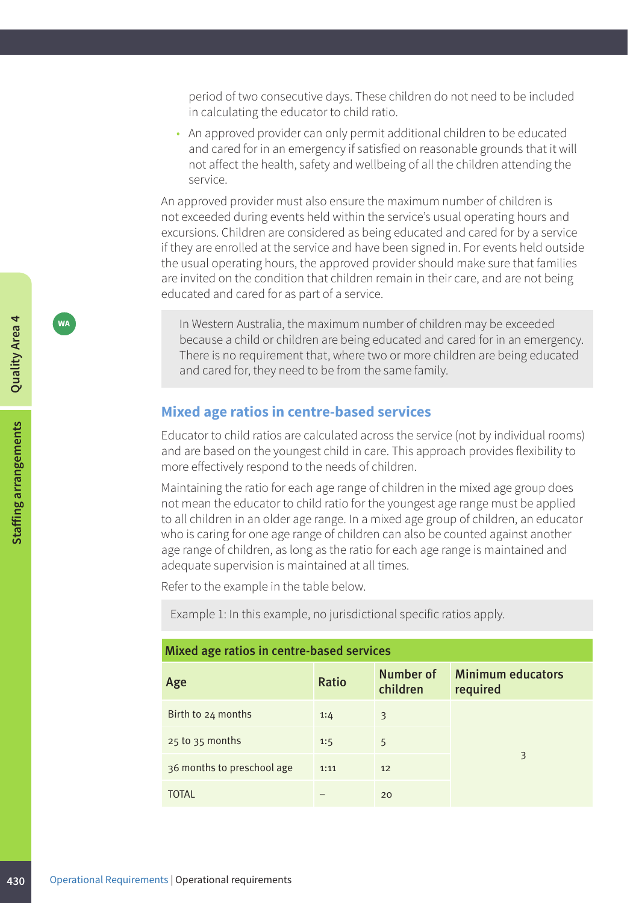period of two consecutive days. These children do not need to be included in calculating the educator to child ratio.

- An approved provider can only permit additional children to be educated and cared for in an emergency if satisfied on reasonable grounds that it will not affect the health, safety and wellbeing of all the children attending the service.

An approved provider must also ensure the maximum number of children is not exceeded during events held within the service's usual operating hours and excursions. Children are considered as being educated and cared for by a service if they are enrolled at the service and have been signed in. For events held outside the usual operating hours, the approved provider should make sure that families are invited on the condition that children remain in their care, and are not being educated and cared for as part of a service.

WA

In Western Australia, the maximum number of children may be exceeded because a child or children are being educated and cared for in an emergency. There is no requirement that, where two or more children are being educated and cared for, they need to be from the same family.

## Mixed age ratios in centre-based services

Educator to child ratios are calculated across the service (not by individual rooms) and are based on the youngest child in care. This approach provides flexibility to more effectively respond to the needs of children.

Maintaining the ratio for each age range of children in the mixed age group does not mean the educator to child ratio for the youngest age range must be applied to all children in an older age range. In a mixed age group of children, an educator who is caring for one age range of children can also be counted against another age range of children, as long as the ratio for each age range is maintained and adequate supervision is maintained at all times.

Refer to the example in the table below.

Example 1: In this example, no jurisdictional specific ratios apply.

**Mixed age ratios in centre-based services**

| Age | Ratio | Number of children | Minimum educators required |
|---|---|---|---|
| Birth to 24 months | 1:4 | 3 | 3 |
| 25 to 35 months | 1:5 | 5 | |
| 36 months to preschool age | 1:11 | 12 | |
| TOTAL | – | 20 | |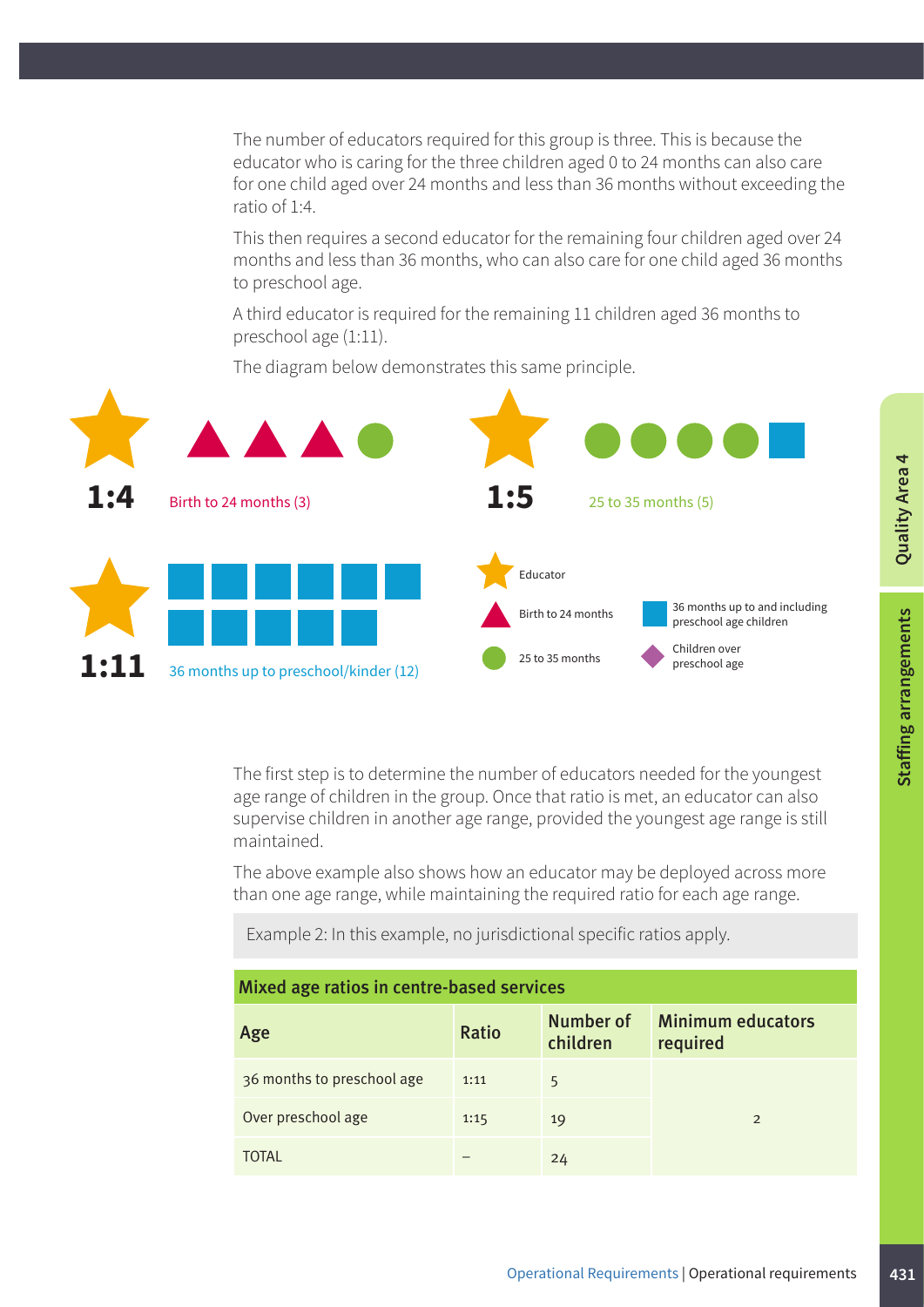The number of educators required for this group is three. This is because the educator who is caring for the three children aged 0 to 24 months can also care for one child aged over 24 months and less than 36 months without exceeding the ratio of 1:4.

This then requires a second educator for the remaining four children aged over 24 months and less than 36 months, who can also care for one child aged 36 months to preschool age.

A third educator is required for the remaining 11 children aged 36 months to preschool age (1:11).

The diagram below demonstrates this same principle.

1:4 Birth to 24 months (3)

1:5 25 to 35 months (5)

1:11 36 months up to preschool/kinder (12)

Educator

Birth to 24 months

25 to 35 months

36 months up to and including preschool age children

Children over preschool age

The first step is to determine the number of educators needed for the youngest age range of children in the group. Once that ratio is met, an educator can also supervise children in another age range, provided the youngest age range is still maintained.

The above example also shows how an educator may be deployed across more than one age range, while maintaining the required ratio for each age range.

Example 2: In this example, no jurisdictional specific ratios apply.

| Mixed age ratios in centre-based services | | | |
|---|---|---|---|
| **Age** | **Ratio** | **Number of children** | **Minimum educators required** |
| 36 months to preschool age | 1:11 | 5 | 2 |
| Over preschool age | 1:15 | 19 | |
| TOTAL | – | 24 | |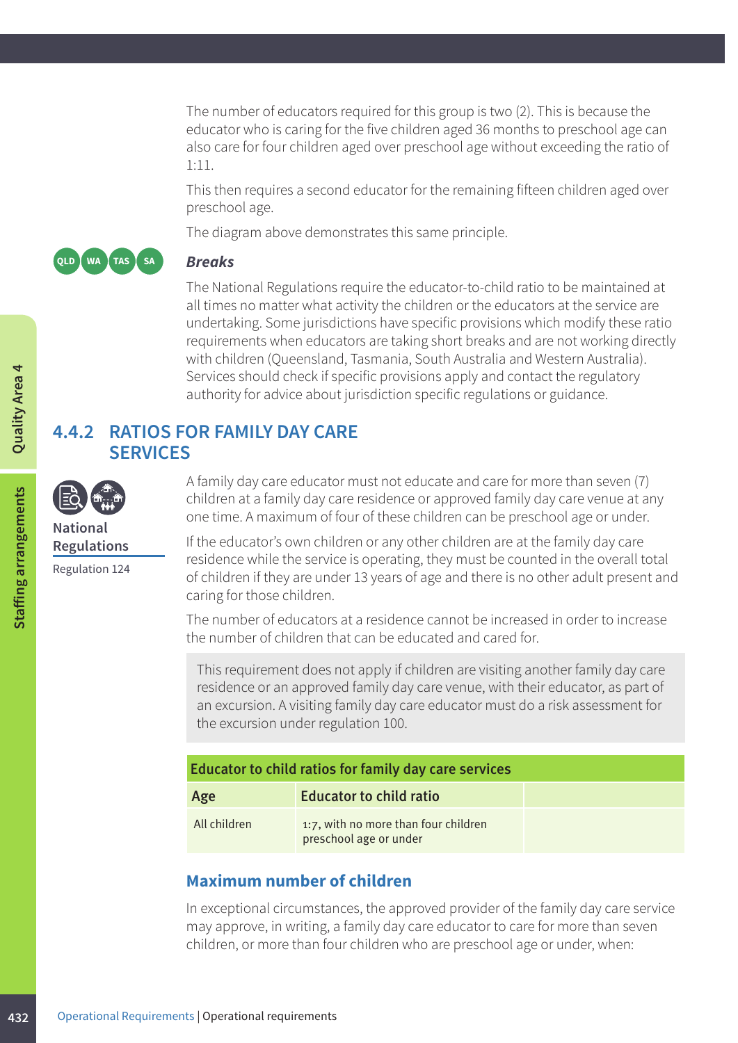The number of educators required for this group is two (2). This is because the educator who is caring for the five children aged 36 months to preschool age can also care for four children aged over preschool age without exceeding the ratio of 1:11.

This then requires a second educator for the remaining fifteen children aged over preschool age.

The diagram above demonstrates this same principle.

QLD WA TAS SA

### *Breaks*

The National Regulations require the educator-to-child ratio to be maintained at all times no matter what activity the children or the educators at the service are undertaking. Some jurisdictions have specific provisions which modify these ratio requirements when educators are taking short breaks and are not working directly with children (Queensland, Tasmania, South Australia and Western Australia). Services should check if specific provisions apply and contact the regulatory authority for advice about jurisdiction specific regulations or guidance.

## 4.4.2 RATIOS FOR FAMILY DAY CARE SERVICES

**National Regulations**

Regulation 124

A family day care educator must not educate and care for more than seven (7) children at a family day care residence or approved family day care venue at any one time. A maximum of four of these children can be preschool age or under.

If the educator's own children or any other children are at the family day care residence while the service is operating, they must be counted in the overall total of children if they are under 13 years of age and there is no other adult present and caring for those children.

The number of educators at a residence cannot be increased in order to increase the number of children that can be educated and cared for.

> This requirement does not apply if children are visiting another family day care residence or an approved family day care venue, with their educator, as part of an excursion. A visiting family day care educator must do a risk assessment for the excursion under regulation 100.

**Educator to child ratios for family day care services**

| Age | Educator to child ratio | |
|---|---|---|
| All children | 1:7, with no more than four children preschool age or under | |

### Maximum number of children

In exceptional circumstances, the approved provider of the family day care service may approve, in writing, a family day care educator to care for more than seven children, or more than four children who are preschool age or under, when: